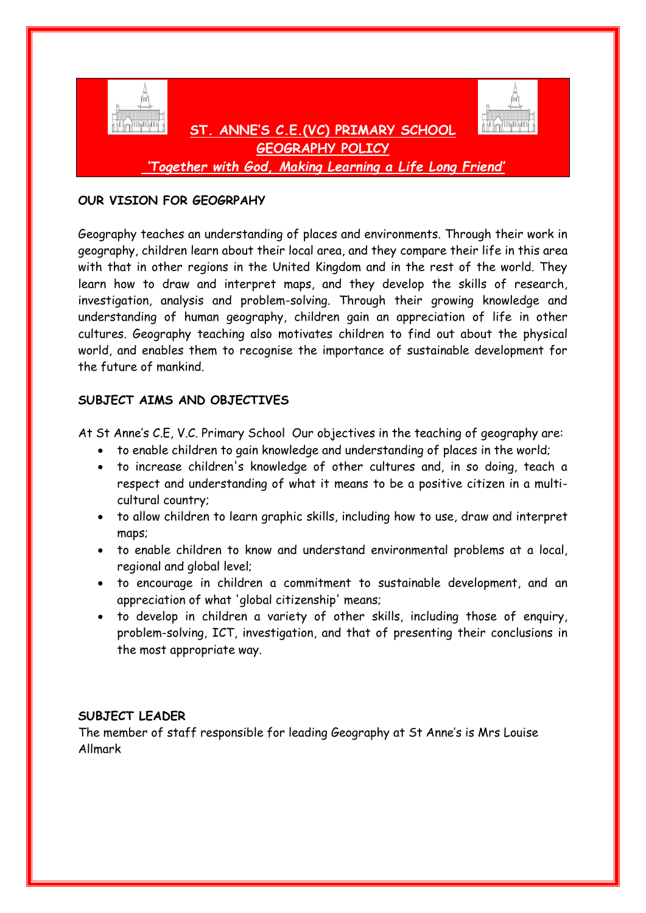# ST. ANNE'S C.E.(VC) PRIMARY SCHOOL

## GEOGRAPHY POLICY

*'Together with God, Making Learning a Life Long Friend'*

**OUR VISION FOR GEOGRPAHY**

Geography teaches an understanding of places and environments. Through their work in geography, children learn about their local area, and they compare their life in this area with that in other regions in the United Kingdom and in the rest of the world. They learn how to draw and interpret maps, and they develop the skills of research, investigation, analysis and problem-solving. Through their growing knowledge and understanding of human geography, children gain an appreciation of life in other cultures. Geography teaching also motivates children to find out about the physical world, and enables them to recognise the importance of sustainable development for the future of mankind.

**SUBJECT AIMS AND OBJECTIVES**

At St Anne's C.E, V.C. Primary School Our objectives in the teaching of geography are:

- to enable children to gain knowledge and understanding of places in the world;
- to increase children's knowledge of other cultures and, in so doing, teach a respect and understanding of what it means to be a positive citizen in a multi-cultural country;
- to allow children to learn graphic skills, including how to use, draw and interpret maps;
- to enable children to know and understand environmental problems at a local, regional and global level;
- to encourage in children a commitment to sustainable development, and an appreciation of what 'global citizenship' means;
- to develop in children a variety of other skills, including those of enquiry, problem-solving, ICT, investigation, and that of presenting their conclusions in the most appropriate way.

**SUBJECT LEADER**

The member of staff responsible for leading Geography at St Anne's is Mrs Louise Allmark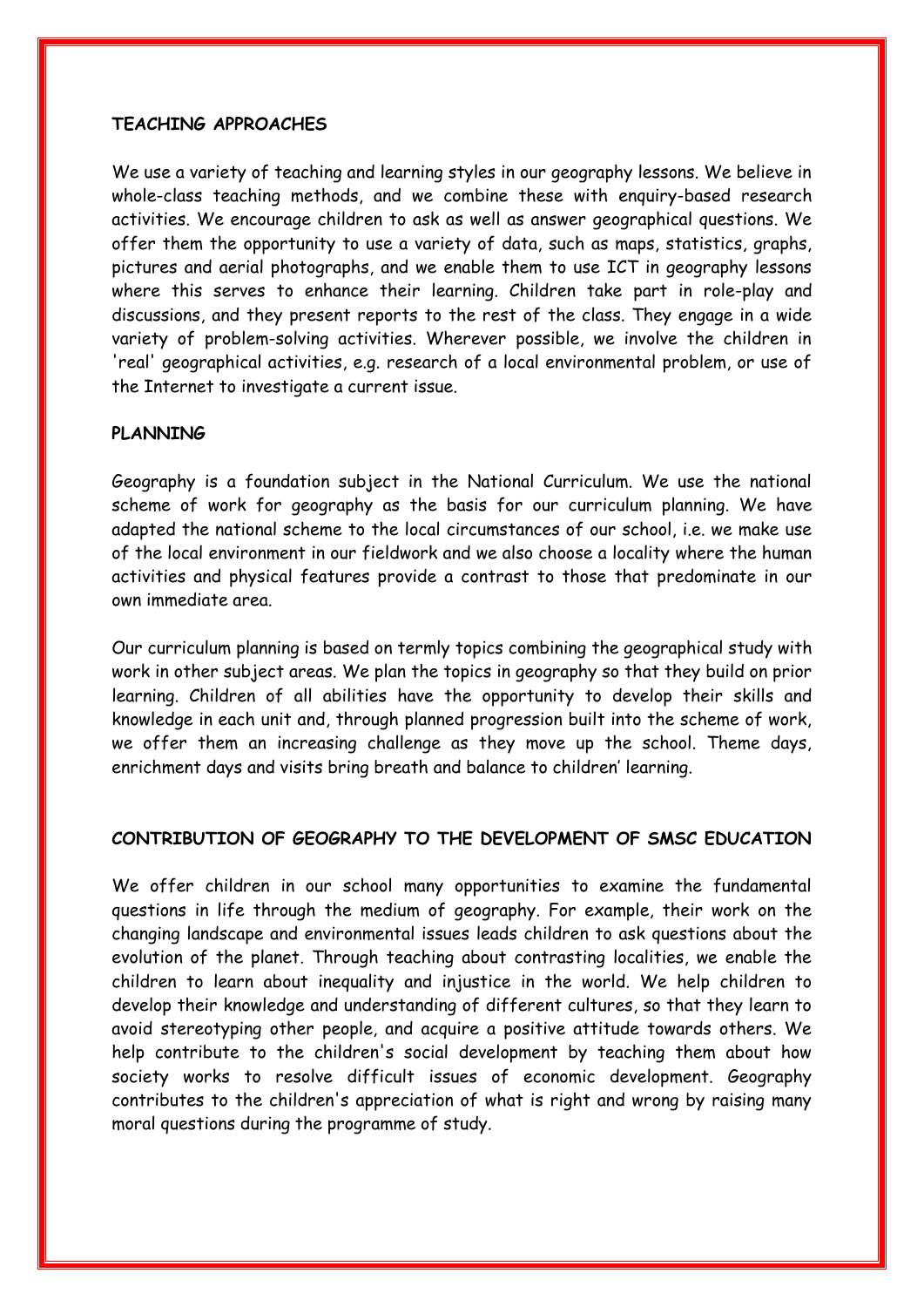## TEACHING APPROACHES

We use a variety of teaching and learning styles in our geography lessons. We believe in whole-class teaching methods, and we combine these with enquiry-based research activities. We encourage children to ask as well as answer geographical questions. We offer them the opportunity to use a variety of data, such as maps, statistics, graphs, pictures and aerial photographs, and we enable them to use ICT in geography lessons where this serves to enhance their learning. Children take part in role-play and discussions, and they present reports to the rest of the class. They engage in a wide variety of problem-solving activities. Wherever possible, we involve the children in 'real' geographical activities, e.g. research of a local environmental problem, or use of the Internet to investigate a current issue.

## PLANNING

Geography is a foundation subject in the National Curriculum. We use the national scheme of work for geography as the basis for our curriculum planning. We have adapted the national scheme to the local circumstances of our school, i.e. we make use of the local environment in our fieldwork and we also choose a locality where the human activities and physical features provide a contrast to those that predominate in our own immediate area.

Our curriculum planning is based on termly topics combining the geographical study with work in other subject areas. We plan the topics in geography so that they build on prior learning. Children of all abilities have the opportunity to develop their skills and knowledge in each unit and, through planned progression built into the scheme of work, we offer them an increasing challenge as they move up the school. Theme days, enrichment days and visits bring breath and balance to children' learning.

## CONTRIBUTION OF GEOGRAPHY TO THE DEVELOPMENT OF SMSC EDUCATION

We offer children in our school many opportunities to examine the fundamental questions in life through the medium of geography. For example, their work on the changing landscape and environmental issues leads children to ask questions about the evolution of the planet. Through teaching about contrasting localities, we enable the children to learn about inequality and injustice in the world. We help children to develop their knowledge and understanding of different cultures, so that they learn to avoid stereotyping other people, and acquire a positive attitude towards others. We help contribute to the children's social development by teaching them about how society works to resolve difficult issues of economic development. Geography contributes to the children's appreciation of what is right and wrong by raising many moral questions during the programme of study.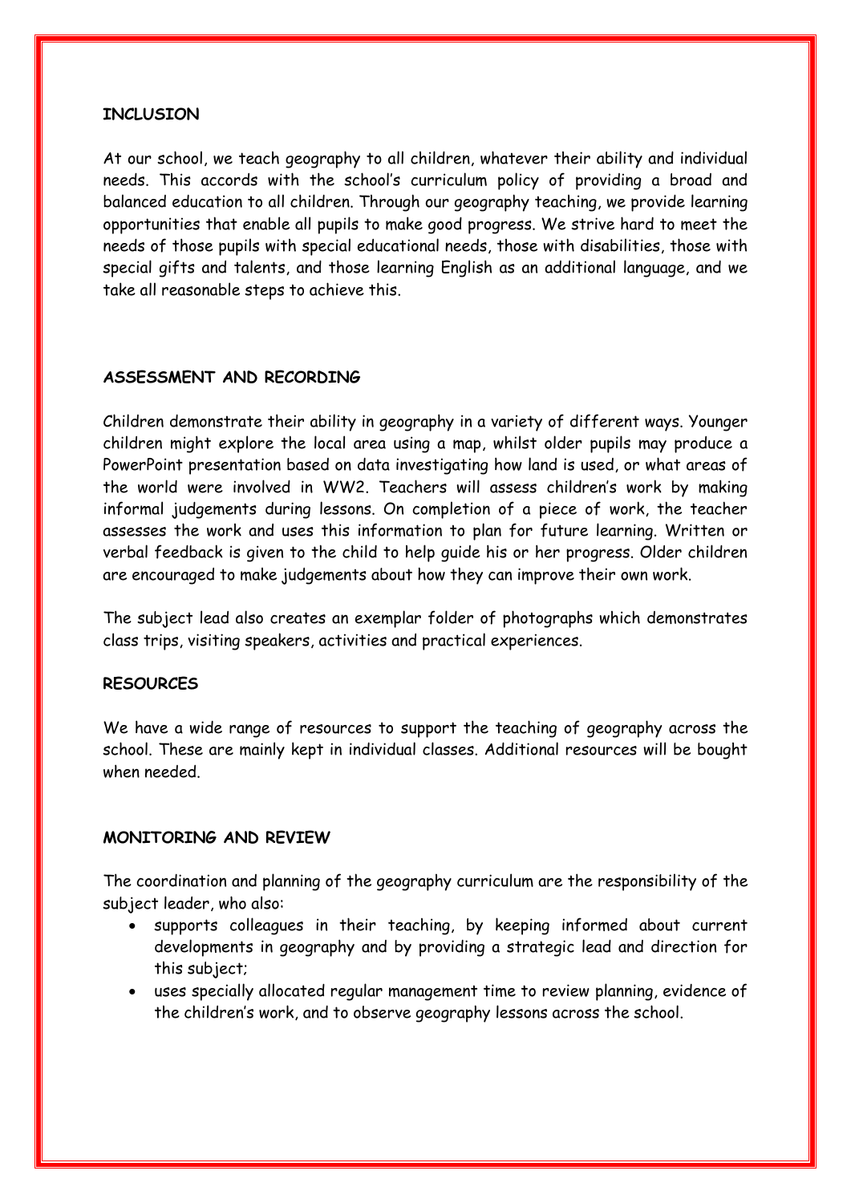## INCLUSION

At our school, we teach geography to all children, whatever their ability and individual needs. This accords with the school's curriculum policy of providing a broad and balanced education to all children. Through our geography teaching, we provide learning opportunities that enable all pupils to make good progress. We strive hard to meet the needs of those pupils with special educational needs, those with disabilities, those with special gifts and talents, and those learning English as an additional language, and we take all reasonable steps to achieve this.

## ASSESSMENT AND RECORDING

Children demonstrate their ability in geography in a variety of different ways. Younger children might explore the local area using a map, whilst older pupils may produce a PowerPoint presentation based on data investigating how land is used, or what areas of the world were involved in WW2. Teachers will assess children's work by making informal judgements during lessons. On completion of a piece of work, the teacher assesses the work and uses this information to plan for future learning. Written or verbal feedback is given to the child to help guide his or her progress. Older children are encouraged to make judgements about how they can improve their own work.

The subject lead also creates an exemplar folder of photographs which demonstrates class trips, visiting speakers, activities and practical experiences.

## RESOURCES

We have a wide range of resources to support the teaching of geography across the school. These are mainly kept in individual classes. Additional resources will be bought when needed.

## MONITORING AND REVIEW

The coordination and planning of the geography curriculum are the responsibility of the subject leader, who also:

- supports colleagues in their teaching, by keeping informed about current developments in geography and by providing a strategic lead and direction for this subject;
- uses specially allocated regular management time to review planning, evidence of the children's work, and to observe geography lessons across the school.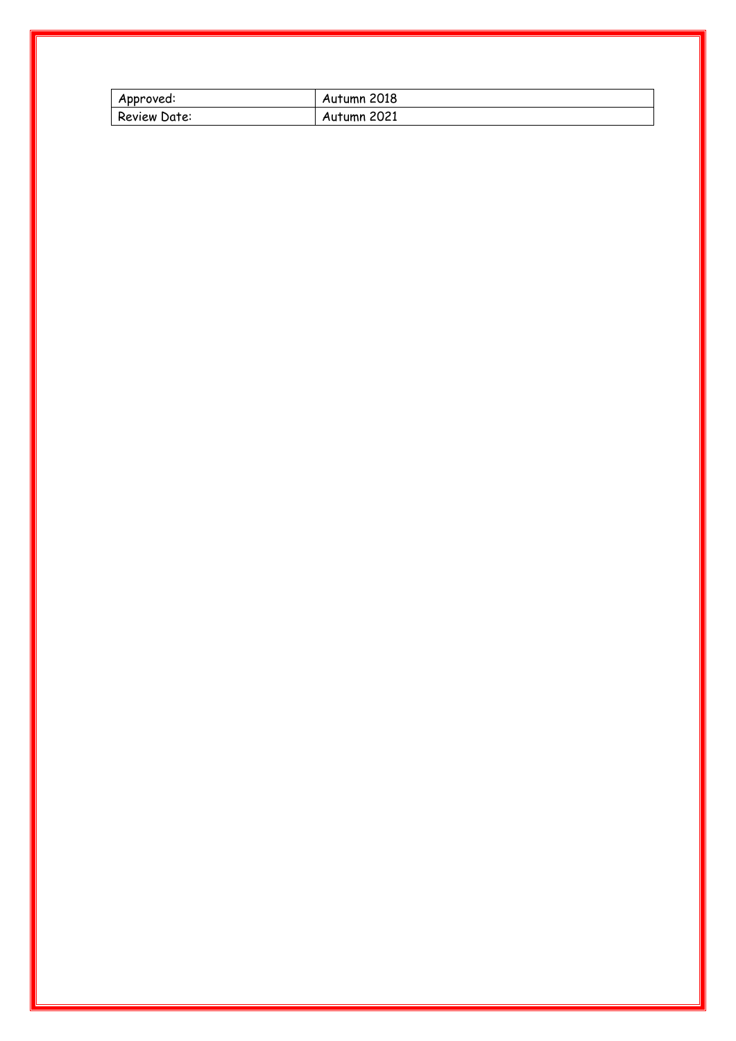| | |
|---|---|
| Approved: | Autumn 2018 |
| Review Date: | Autumn 2021 |